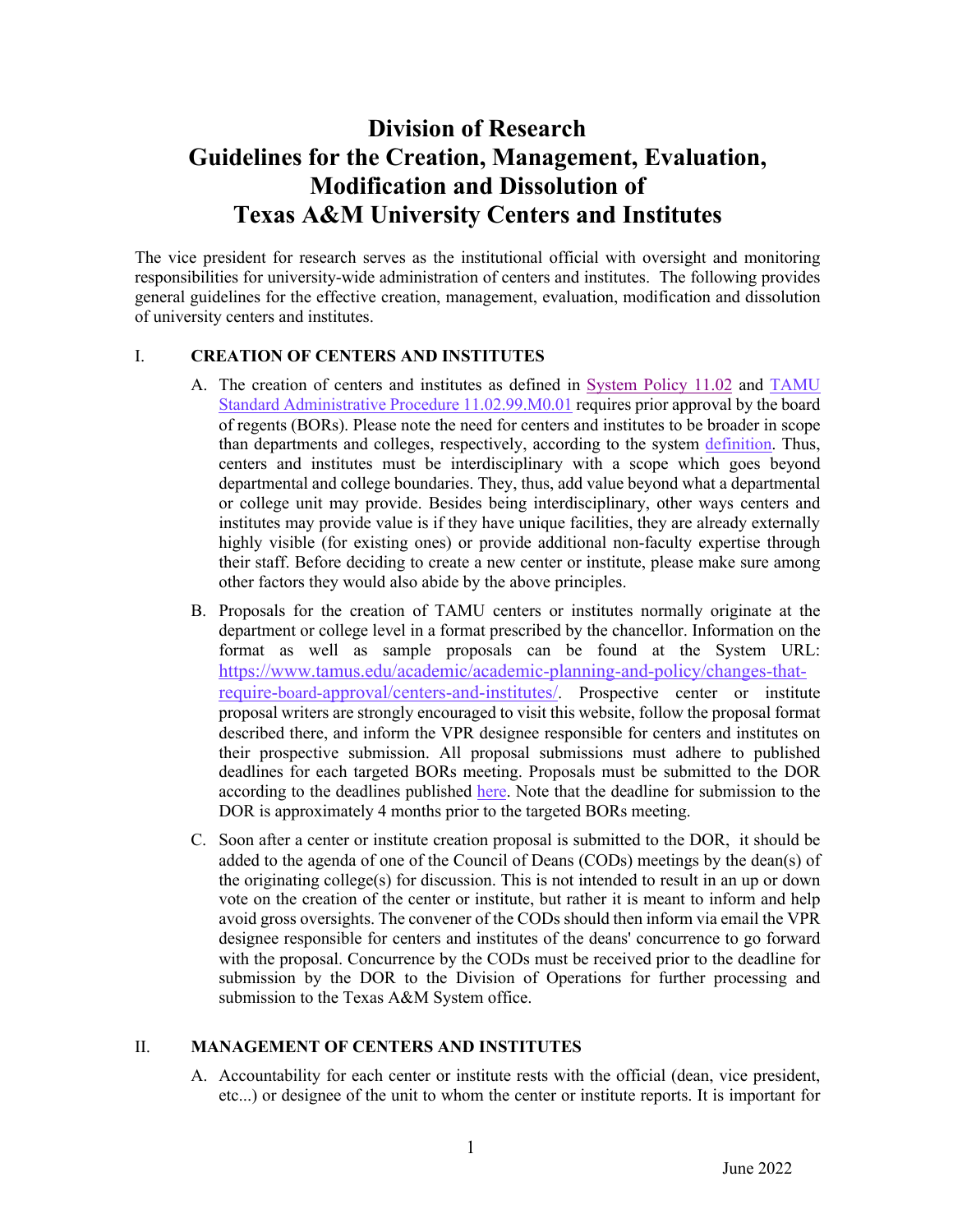# Division of Research
# Guidelines for the Creation, Management, Evaluation, Modification and Dissolution of Texas A&M University Centers and Institutes

The vice president for research serves as the institutional official with oversight and monitoring responsibilities for university-wide administration of centers and institutes. The following provides general guidelines for the effective creation, management, evaluation, modification and dissolution of university centers and institutes.

## I. CREATION OF CENTERS AND INSTITUTES

A. The creation of centers and institutes as defined in System Policy 11.02 and TAMU Standard Administrative Procedure 11.02.99.M0.01 requires prior approval by the board of regents (BORs). Please note the need for centers and institutes to be broader in scope than departments and colleges, respectively, according to the system definition. Thus, centers and institutes must be interdisciplinary with a scope which goes beyond departmental and college boundaries. They, thus, add value beyond what a departmental or college unit may provide. Besides being interdisciplinary, other ways centers and institutes may provide value is if they have unique facilities, they are already externally highly visible (for existing ones) or provide additional non-faculty expertise through their staff. Before deciding to create a new center or institute, please make sure among other factors they would also abide by the above principles.

B. Proposals for the creation of TAMU centers or institutes normally originate at the department or college level in a format prescribed by the chancellor. Information on the format as well as sample proposals can be found at the System URL: https://www.tamus.edu/academic/academic-planning-and-policy/changes-that-require-board-approval/centers-and-institutes/. Prospective center or institute proposal writers are strongly encouraged to visit this website, follow the proposal format described there, and inform the VPR designee responsible for centers and institutes on their prospective submission. All proposal submissions must adhere to published deadlines for each targeted BORs meeting. Proposals must be submitted to the DOR according to the deadlines published here. Note that the deadline for submission to the DOR is approximately 4 months prior to the targeted BORs meeting.

C. Soon after a center or institute creation proposal is submitted to the DOR, it should be added to the agenda of one of the Council of Deans (CODs) meetings by the dean(s) of the originating college(s) for discussion. This is not intended to result in an up or down vote on the creation of the center or institute, but rather it is meant to inform and help avoid gross oversights. The convener of the CODs should then inform via email the VPR designee responsible for centers and institutes of the deans' concurrence to go forward with the proposal. Concurrence by the CODs must be received prior to the deadline for submission by the DOR to the Division of Operations for further processing and submission to the Texas A&M System office.

## II. MANAGEMENT OF CENTERS AND INSTITUTES

A. Accountability for each center or institute rests with the official (dean, vice president, etc...) or designee of the unit to whom the center or institute reports. It is important for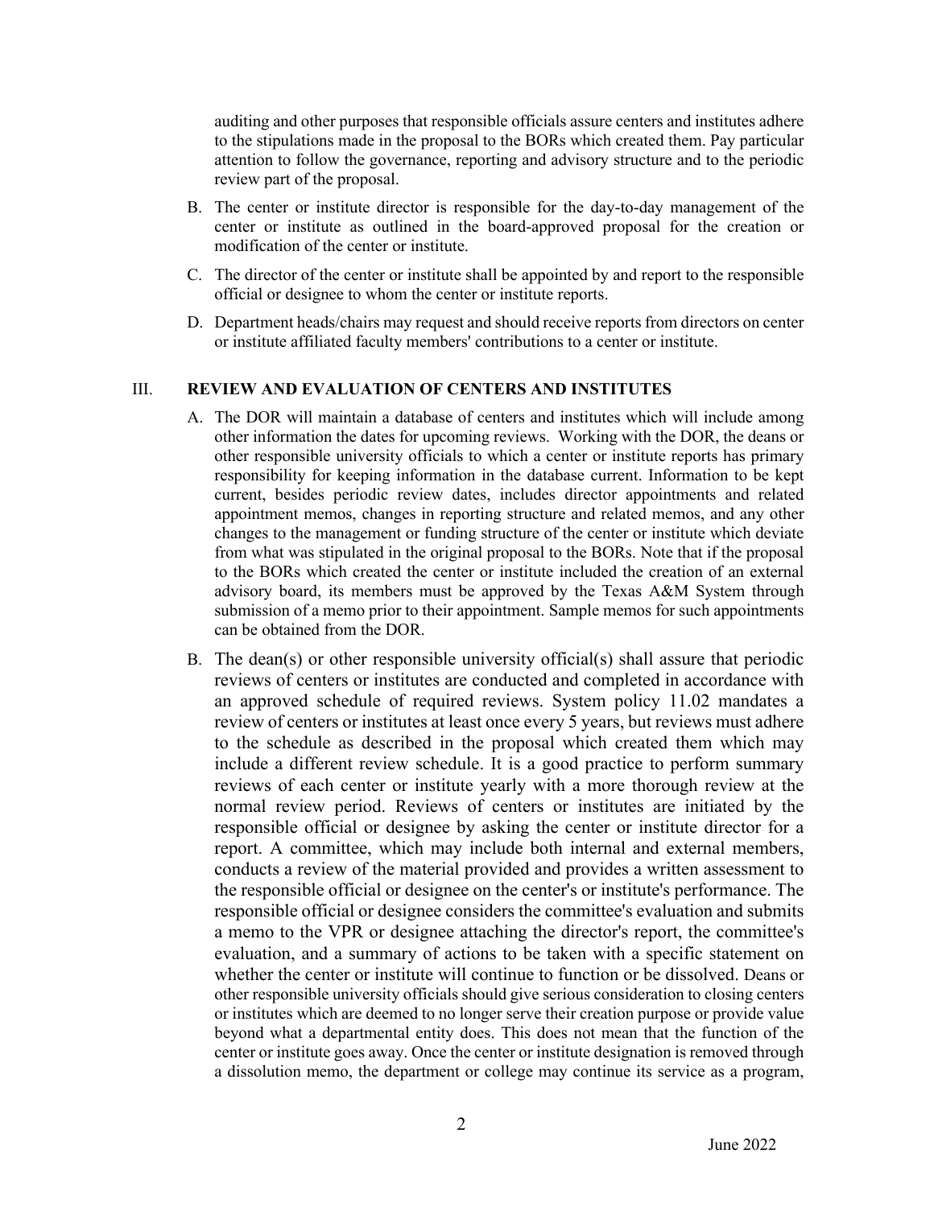auditing and other purposes that responsible officials assure centers and institutes adhere to the stipulations made in the proposal to the BORs which created them. Pay particular attention to follow the governance, reporting and advisory structure and to the periodic review part of the proposal.

B. The center or institute director is responsible for the day-to-day management of the center or institute as outlined in the board-approved proposal for the creation or modification of the center or institute.

C. The director of the center or institute shall be appointed by and report to the responsible official or designee to whom the center or institute reports.

D. Department heads/chairs may request and should receive reports from directors on center or institute affiliated faculty members' contributions to a center or institute.

## III. REVIEW AND EVALUATION OF CENTERS AND INSTITUTES

A. The DOR will maintain a database of centers and institutes which will include among other information the dates for upcoming reviews. Working with the DOR, the deans or other responsible university officials to which a center or institute reports has primary responsibility for keeping information in the database current. Information to be kept current, besides periodic review dates, includes director appointments and related appointment memos, changes in reporting structure and related memos, and any other changes to the management or funding structure of the center or institute which deviate from what was stipulated in the original proposal to the BORs. Note that if the proposal to the BORs which created the center or institute included the creation of an external advisory board, its members must be approved by the Texas A&M System through submission of a memo prior to their appointment. Sample memos for such appointments can be obtained from the DOR.

B. The dean(s) or other responsible university official(s) shall assure that periodic reviews of centers or institutes are conducted and completed in accordance with an approved schedule of required reviews. System policy 11.02 mandates a review of centers or institutes at least once every 5 years, but reviews must adhere to the schedule as described in the proposal which created them which may include a different review schedule. It is a good practice to perform summary reviews of each center or institute yearly with a more thorough review at the normal review period. Reviews of centers or institutes are initiated by the responsible official or designee by asking the center or institute director for a report. A committee, which may include both internal and external members, conducts a review of the material provided and provides a written assessment to the responsible official or designee on the center's or institute's performance. The responsible official or designee considers the committee's evaluation and submits a memo to the VPR or designee attaching the director's report, the committee's evaluation, and a summary of actions to be taken with a specific statement on whether the center or institute will continue to function or be dissolved. Deans or other responsible university officials should give serious consideration to closing centers or institutes which are deemed to no longer serve their creation purpose or provide value beyond what a departmental entity does. This does not mean that the function of the center or institute goes away. Once the center or institute designation is removed through a dissolution memo, the department or college may continue its service as a program,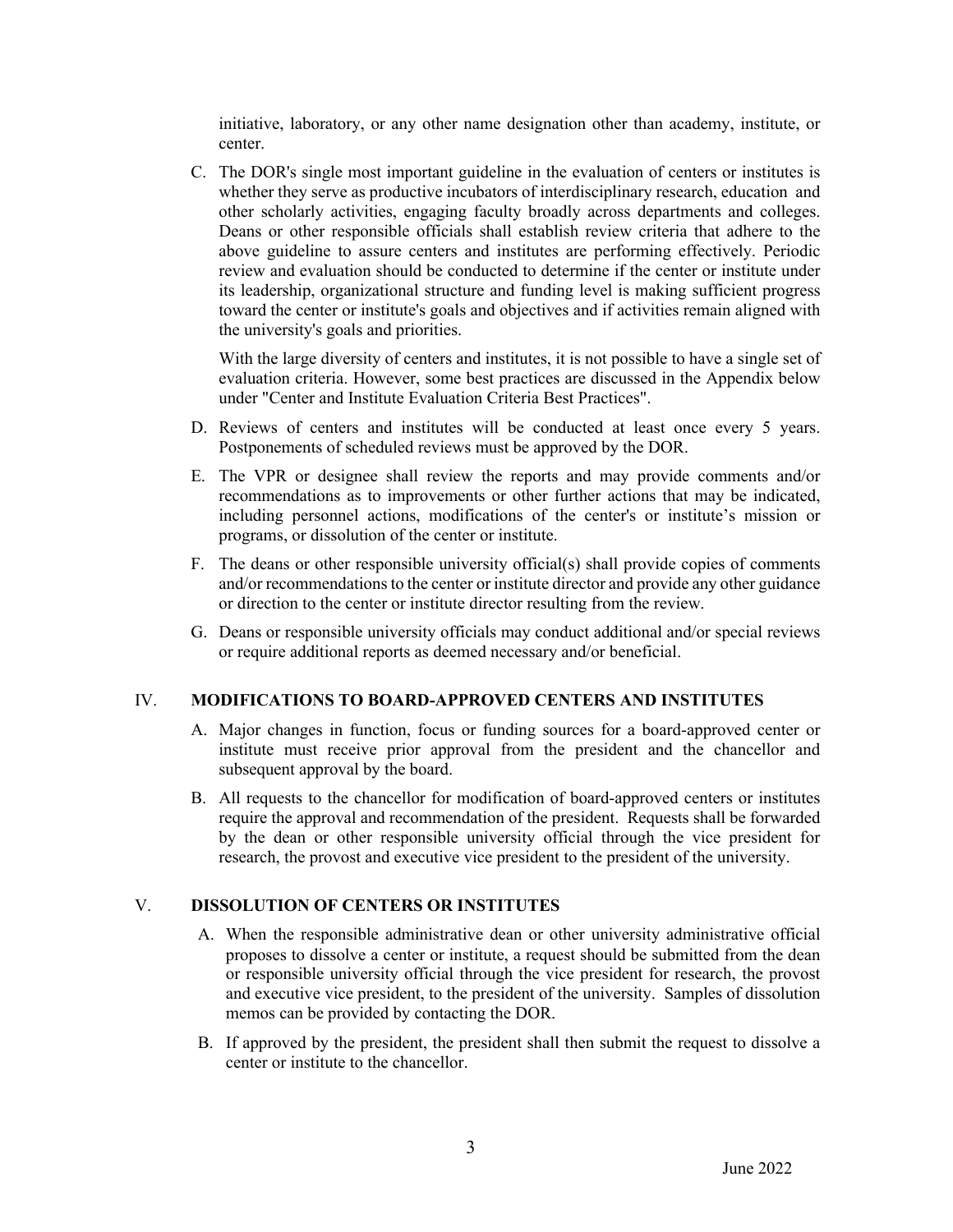initiative, laboratory, or any other name designation other than academy, institute, or center.

C. The DOR's single most important guideline in the evaluation of centers or institutes is whether they serve as productive incubators of interdisciplinary research, education and other scholarly activities, engaging faculty broadly across departments and colleges. Deans or other responsible officials shall establish review criteria that adhere to the above guideline to assure centers and institutes are performing effectively. Periodic review and evaluation should be conducted to determine if the center or institute under its leadership, organizational structure and funding level is making sufficient progress toward the center or institute's goals and objectives and if activities remain aligned with the university's goals and priorities.

   With the large diversity of centers and institutes, it is not possible to have a single set of evaluation criteria. However, some best practices are discussed in the Appendix below under "Center and Institute Evaluation Criteria Best Practices".

D. Reviews of centers and institutes will be conducted at least once every 5 years. Postponements of scheduled reviews must be approved by the DOR.

E. The VPR or designee shall review the reports and may provide comments and/or recommendations as to improvements or other further actions that may be indicated, including personnel actions, modifications of the center's or institute's mission or programs, or dissolution of the center or institute.

F. The deans or other responsible university official(s) shall provide copies of comments and/or recommendations to the center or institute director and provide any other guidance or direction to the center or institute director resulting from the review.

G. Deans or responsible university officials may conduct additional and/or special reviews or require additional reports as deemed necessary and/or beneficial.

## IV. MODIFICATIONS TO BOARD-APPROVED CENTERS AND INSTITUTES

A. Major changes in function, focus or funding sources for a board-approved center or institute must receive prior approval from the president and the chancellor and subsequent approval by the board.

B. All requests to the chancellor for modification of board-approved centers or institutes require the approval and recommendation of the president. Requests shall be forwarded by the dean or other responsible university official through the vice president for research, the provost and executive vice president to the president of the university.

## V. DISSOLUTION OF CENTERS OR INSTITUTES

A. When the responsible administrative dean or other university administrative official proposes to dissolve a center or institute, a request should be submitted from the dean or responsible university official through the vice president for research, the provost and executive vice president, to the president of the university. Samples of dissolution memos can be provided by contacting the DOR.

B. If approved by the president, the president shall then submit the request to dissolve a center or institute to the chancellor.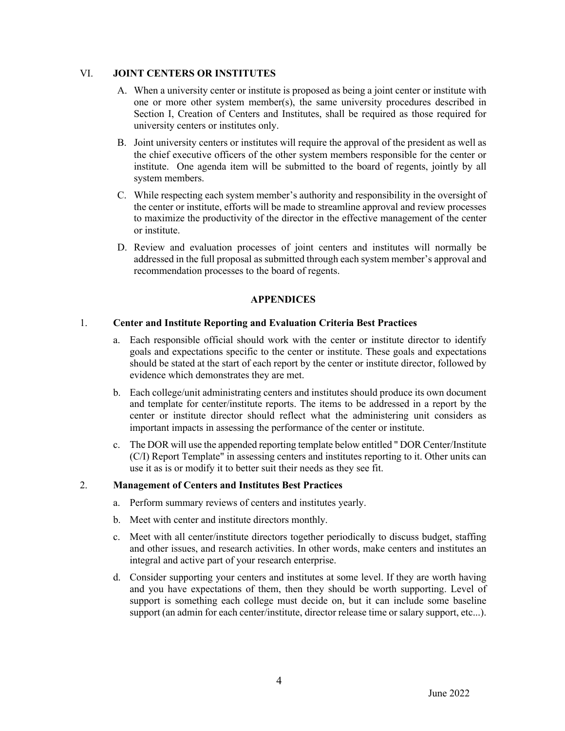## VI. JOINT CENTERS OR INSTITUTES

A. When a university center or institute is proposed as being a joint center or institute with one or more other system member(s), the same university procedures described in Section I, Creation of Centers and Institutes, shall be required as those required for university centers or institutes only.

B. Joint university centers or institutes will require the approval of the president as well as the chief executive officers of the other system members responsible for the center or institute. One agenda item will be submitted to the board of regents, jointly by all system members.

C. While respecting each system member's authority and responsibility in the oversight of the center or institute, efforts will be made to streamline approval and review processes to maximize the productivity of the director in the effective management of the center or institute.

D. Review and evaluation processes of joint centers and institutes will normally be addressed in the full proposal as submitted through each system member's approval and recommendation processes to the board of regents.

## APPENDICES

### 1. Center and Institute Reporting and Evaluation Criteria Best Practices

a. Each responsible official should work with the center or institute director to identify goals and expectations specific to the center or institute. These goals and expectations should be stated at the start of each report by the center or institute director, followed by evidence which demonstrates they are met.

b. Each college/unit administrating centers and institutes should produce its own document and template for center/institute reports. The items to be addressed in a report by the center or institute director should reflect what the administering unit considers as important impacts in assessing the performance of the center or institute.

c. The DOR will use the appended reporting template below entitled " DOR Center/Institute (C/I) Report Template" in assessing centers and institutes reporting to it. Other units can use it as is or modify it to better suit their needs as they see fit.

### 2. Management of Centers and Institutes Best Practices

a. Perform summary reviews of centers and institutes yearly.

b. Meet with center and institute directors monthly.

c. Meet with all center/institute directors together periodically to discuss budget, staffing and other issues, and research activities. In other words, make centers and institutes an integral and active part of your research enterprise.

d. Consider supporting your centers and institutes at some level. If they are worth having and you have expectations of them, then they should be worth supporting. Level of support is something each college must decide on, but it can include some baseline support (an admin for each center/institute, director release time or salary support, etc...).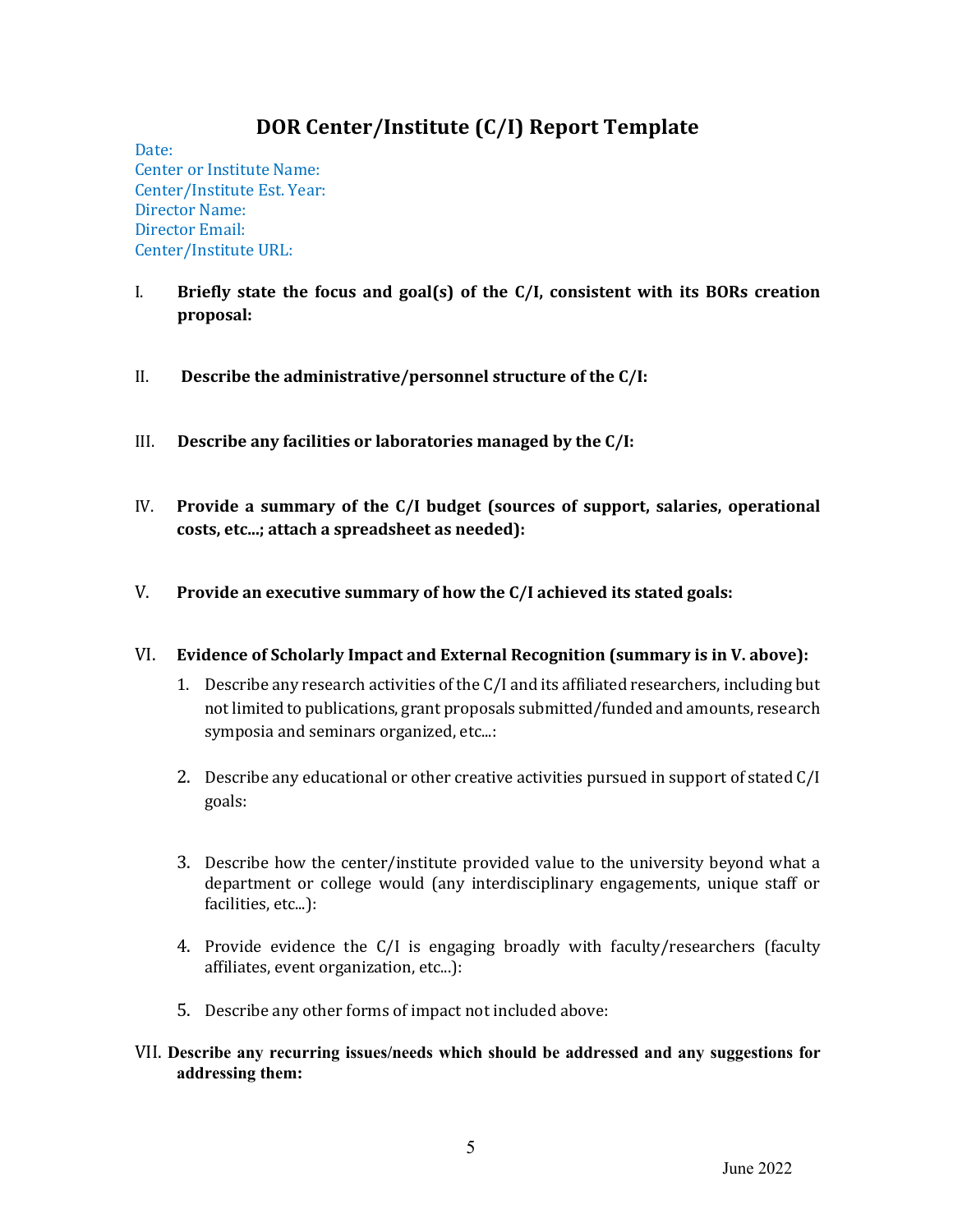# DOR Center/Institute (C/I) Report Template

Date:
Center or Institute Name:
Center/Institute Est. Year:
Director Name:
Director Email:
Center/Institute URL:

I. **Briefly state the focus and goal(s) of the C/I, consistent with its BORs creation proposal:**

II. **Describe the administrative/personnel structure of the C/I:**

III. **Describe any facilities or laboratories managed by the C/I:**

IV. **Provide a summary of the C/I budget (sources of support, salaries, operational costs, etc...; attach a spreadsheet as needed):**

V. **Provide an executive summary of how the C/I achieved its stated goals:**

VI. **Evidence of Scholarly Impact and External Recognition (summary is in V. above):**

1. Describe any research activities of the C/I and its affiliated researchers, including but not limited to publications, grant proposals submitted/funded and amounts, research symposia and seminars organized, etc...:

2. Describe any educational or other creative activities pursued in support of stated C/I goals:

3. Describe how the center/institute provided value to the university beyond what a department or college would (any interdisciplinary engagements, unique staff or facilities, etc...):

4. Provide evidence the C/I is engaging broadly with faculty/researchers (faculty affiliates, event organization, etc...):

5. Describe any other forms of impact not included above:

VII. **Describe any recurring issues/needs which should be addressed and any suggestions for addressing them:**

June 2022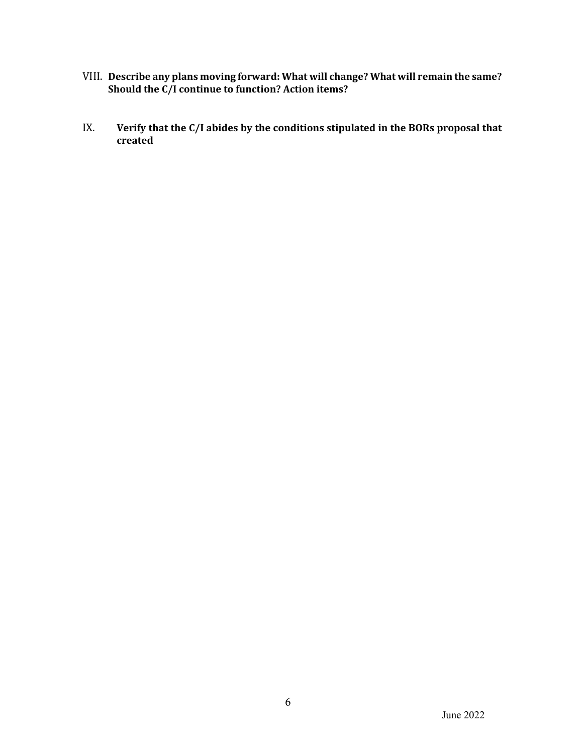VIII. **Describe any plans moving forward: What will change? What will remain the same? Should the C/I continue to function? Action items?**

IX. **Verify that the C/I abides by the conditions stipulated in the BORs proposal that created**

June 2022